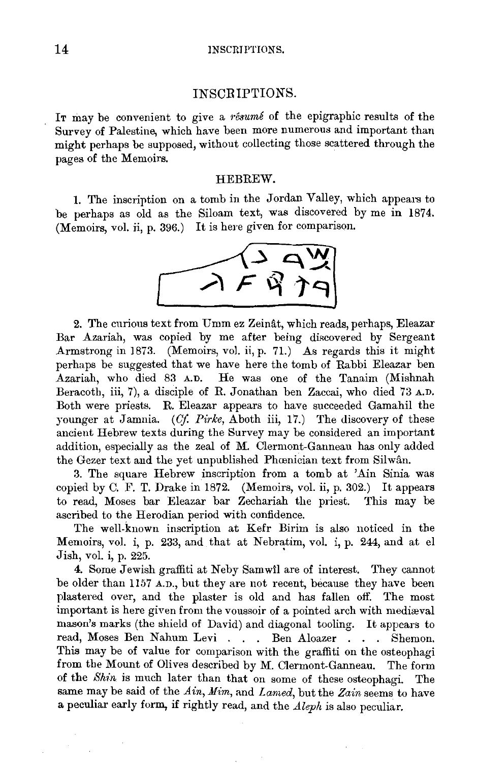## INSCRIPTIONS.

It may be convenient to give a *résumé* of the epigraphic results of the Survey of Palestine, which have been more numerous and important than might perhaps be supposed, without collecting those scattered through the pages of the Memoirs.

### HEBREW.

1. The inscription on a tomb in the Jordan Valley, which appears to be perhaps as old as the Siloam text, was discovered by me in 1874. (Memoirs, vol. ii, p. 396.) It is here given for comparison.

2. The curious text from Umm ez Zeinât, which reads, perhaps, Eleazar Bar Azariah, was copied by me after being discovered by Sergeant Armstrong in 1873. (Memoirs, vol. ii, p. 71.) As regards this it might perhaps be suggested that we have here the tomb of Rabbi Eleazar ben Azariah, who died 83 A.D. He was one of the Tanaim (Mishnah Beracoth, iii, 7), a disciple of R. Jonathan ben Zaccai, who died 73 A.D. Both were priests. R. Eleazar appears to have succeeded Gamahil the younger at Jamnia. (*Cf. Pirke*, Aboth iii, 17.) The discovery of these ancient Hebrew texts during the Survey may be considered an important addition, especially as the zeal of M. Clermont-Ganneau has only added the Gezer text and the yet unpublished Phœnician text from Silwân.

3. The square Hebrew inscription from a tomb at 'Ain Sinia was copied by C. F. T. Drake in 1872. (Memoirs, vol. ii, p. 302.) It appears to read, Moses bar Eleazar bar Zechariah the priest. This may be ascribed to the Herodian period with confidence.

The well-known inscription at Kefr Birim is also noticed in the Memoirs, vol. i, p. 233, and that at Nebratim, vol. i, p. 244, and at el Jish, vol. i, p. 225.

4. Some Jewish graffiti at Neby Samwîl are of interest. They cannot be older than 1157 A.D., but they are not recent, because they have been plastered over, and the plaster is old and has fallen off. The most important is here given from the voussoir of a pointed arch with mediæval mason's marks (the shield of David) and diagonal tooling. It appears to read, Moses Ben Nahum Levi . . . Ben Aloazer . . . Shemon. This may be of value for comparison with the graffiti on the osteophagi from the Mount of Olives described by M. Clermont-Ganneau. The form of the *Shin* is much later than that on some of these osteophagi. The same may be said of the *Ain*, *Mim*, and *Lamed*, but the *Zain* seems to have a peculiar early form, if rightly read, and the *Aleph* is also peculiar.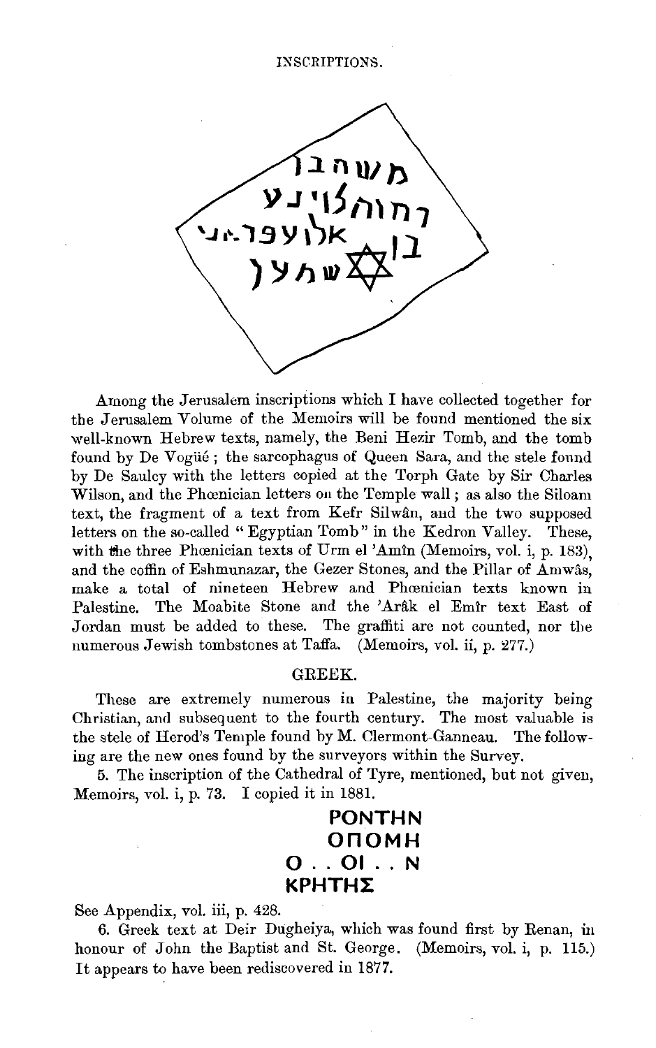Among the Jerusalem inscriptions which I have collected together for the Jerusalem Volume of the Memoirs will be found mentioned the six well-known Hebrew texts, namely, the Beni Hezir Tomb, and the tomb found by De Vogüé; the sarcophagus of Queen Sara, and the stele found by De Saulcy with the letters copied at the Torph Gate by Sir Charles Wilson, and the Phœnician letters on the Temple wall; as also the Siloam text, the fragment of a text from Kefr Silwân, and the two supposed letters on the so-called "Egyptian Tomb" in the Kedron Valley. These, with the three Phœnician texts of Urm el 'Amîn (Memoirs, vol. i, p. 183), and the coffin of Eshmunazar, the Gezer Stones, and the Pillar of Amwâs, make a total of nineteen Hebrew and Phœnician texts known in Palestine. The Moabite Stone and the 'Arâk el Emîr text East of Jordan must be added to these. The graffiti are not counted, nor the numerous Jewish tombstones at Taffa. (Memoirs, vol. ii, p. 277.)

## GREEK.

These are extremely numerous in Palestine, the majority being Christian, and subsequent to the fourth century. The most valuable is the stele of Herod's Temple found by M. Clermont-Ganneau. The following are the new ones found by the surveyors within the Survey.

5. The inscription of the Cathedral of Tyre, mentioned, but not given, Memoirs, vol. i, p. 73. I copied it in 1881.

**PONTHN**
**OΠOMH**
**O . . OI . . N**
**KPHTHΣ**

See Appendix, vol. iii, p. 428.

6. Greek text at Deir Dugheiya, which was found first by Renan, in honour of John the Baptist and St. George. (Memoirs, vol. i, p. 115.) It appears to have been rediscovered in 1877.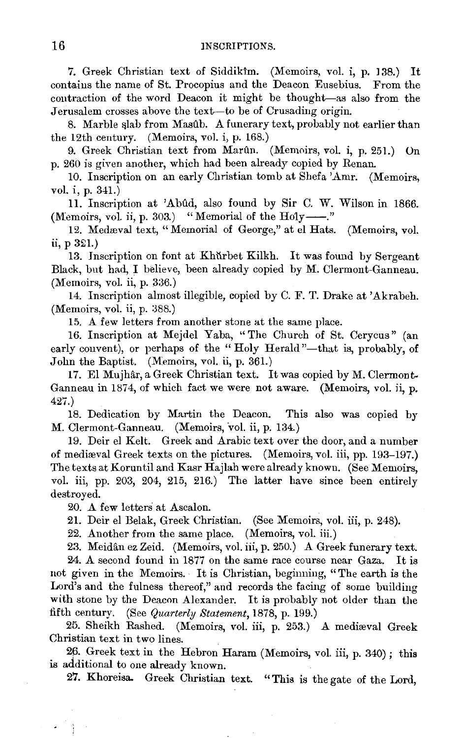7. Greek Christian text of Siddikîm. (Memoirs, vol. i, p. 138.) It contains the name of St. Procopius and the Deacon Eusebius. From the contraction of the word Deacon it might be thought—as also from the Jerusalem crosses above the text—to be of Crusading origin.

8. Marble slab from Masûb. A funerary text, probably not earlier than the 12th century. (Memoirs, vol. i, p. 168.)

9. Greek Christian text from Marûn. (Memoirs, vol. i, p. 251.) On p. 260 is given another, which had been already copied by Renan.

10. Inscription on an early Christian tomb at Shefa 'Amr. (Memoirs, vol. i, p. 341.)

11. Inscription at 'Abûd, also found by Sir C. W. Wilson in 1866. (Memoirs, vol. ii, p. 303.) "Memorial of the Holy——."

12. Medæval text, "Memorial of George," at el Hats. (Memoirs, vol. ii, p 321.)

13. Inscription on font at Khŭrbet Kilkh. It was found by Sergeant Black, but had, I believe, been already copied by M. Clermont-Ganneau. (Memoirs, vol. ii, p. 336.)

14. Inscription almost illegible, copied by C. F. T. Drake at 'Akrabeh. (Memoirs, vol. ii, p. 388.)

15. A few letters from another stone at the same place.

16. Inscription at Mejdel Yaba, "The Church of St. Cerycus" (an early convent), or perhaps of the "Holy Herald"—that is, probably, of John the Baptist. (Memoirs, vol. ii, p. 361.)

17. El Mujhâr, a Greek Christian text. It was copied by M. Clermont-Ganneau in 1874, of which fact we were not aware. (Memoirs, vol. ii, p. 427.)

18. Dedication by Martin the Deacon. This also was copied by M. Clermont-Ganneau. (Memoirs, vol. ii, p. 134.)

19. Deir el Kelt. Greek and Arabic text over the door, and a number of mediæval Greek texts on the pictures. (Memoirs, vol. iii, pp. 193–197.) The texts at Koruntil and Kasr Hajlah were already known. (See Memoirs, vol. iii, pp. 203, 204, 215, 216.) The latter have since been entirely destroyed.

20. A few letters at Ascalon.

21. Deir el Belak, Greek Christian. (See Memoirs, vol. iii, p. 248).

22. Another from the same place. (Memoirs, vol. iii.)

23. Meidân ez Zeid. (Memoirs, vol. iii, p. 250.) A Greek funerary text.

24. A second found in 1877 on the same race course near Gaza. It is not given in the Memoirs. It is Christian, beginning, "The earth is the Lord's and the fulness thereof," and records the facing of some building with stone by the Deacon Alexander. It is probably not older than the fifth century. (See *Quarterly Statement*, 1878, p. 199.)

25. Sheikh Rashed. (Memoirs, vol. iii, p. 253.) A mediæval Greek Christian text in two lines.

26. Greek text in the Hebron Haram (Memoirs, vol. iii, p. 340); this is additional to one already known.

27. Khoreisa. Greek Christian text. "This is the gate of the Lord,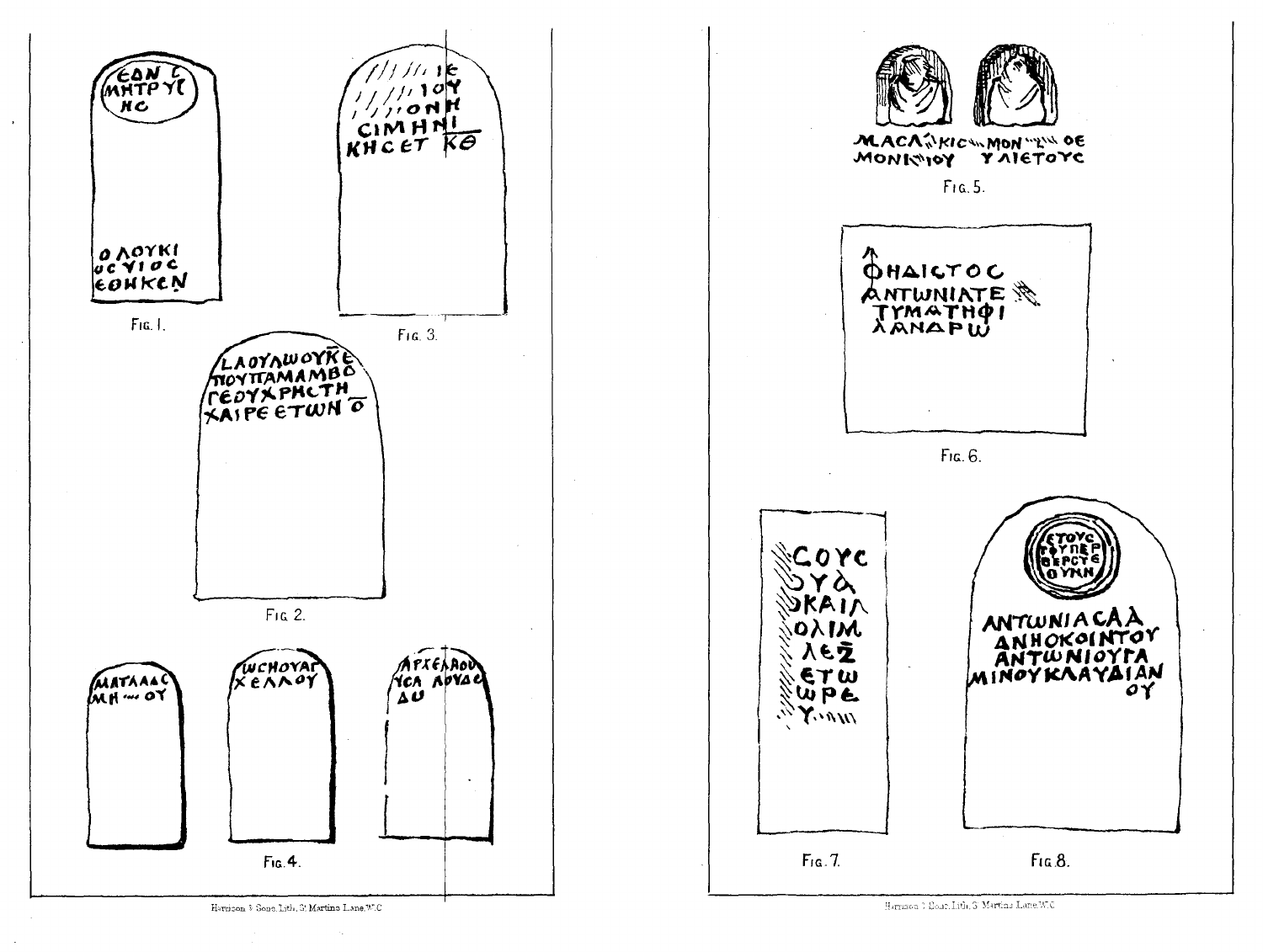ΕΔΝ C
ΜΗΤΡΥΓ
ΗΟ

Ο ΛΟΥΚΙ
ΟϹ ΥΙΟϹ
ΕΘΗΚΕΝ

Fig. 1.

ΙΕ
ΙΟΥ
ΟΝΗ
ΣΙΜΗΝΙ
ΚΗϹΕΤ ΚΘ

Fig. 3.

ΛΑΟΥΛѠΟΥΚΕ
ΠΟΥΠΑΜΑΜΒΟ
ΓΕΟΥΧΡΗϹΤΗ
ΧΑΙΡΕ ΕΤѠΝ Ο

Fig. 2.

ΜΑΤΑΛΑϹ
ΜΗ ΟΥ

ѠϹΗΟΥΑΓ
ΧΕΛΛΟΥ

ΑΡΧΕΛΑΟΥ
ΥϹΑ ΛΟΥΔϹ
ΔΥ

Fig. 4.

ΜΑϹΑ ΚΙϹ ΜΟΝ ΟΕ
ΜΟΝΙ ΙΟΥ ΥΛΙΕΤΟΥϹ

Fig. 5.

ΦΗΔΙϹΤΟϹ
ΑΝΤѠΝΙΑΤΕ
ΤΥΜΑΤΗΦΙ
ΛΑΝΔΡѠ

Fig. 6.

ϹΟΥϹ
ΥΑ
ΚΑΙΛ
ΟΛΙΜ
ΛΕΖ
ΕΤѠ
ѠΡΕ
Υ

Fig. 7.

ΕΤΟΥϹ
ΦΥΠΕΡ
ΘΕΡϹΤΕ
ΘΥΜΝ

ΑΝΤѠΝΙΑϹΑΛ
ΔΝΗΟΚΟΙΝΤΟΥ
ΑΝΤѠΝΙΟΥΓΑ
ΜΙΝΟΥΚΛΑΥΔΙΑΝ
ΟΥ

Fig. 8.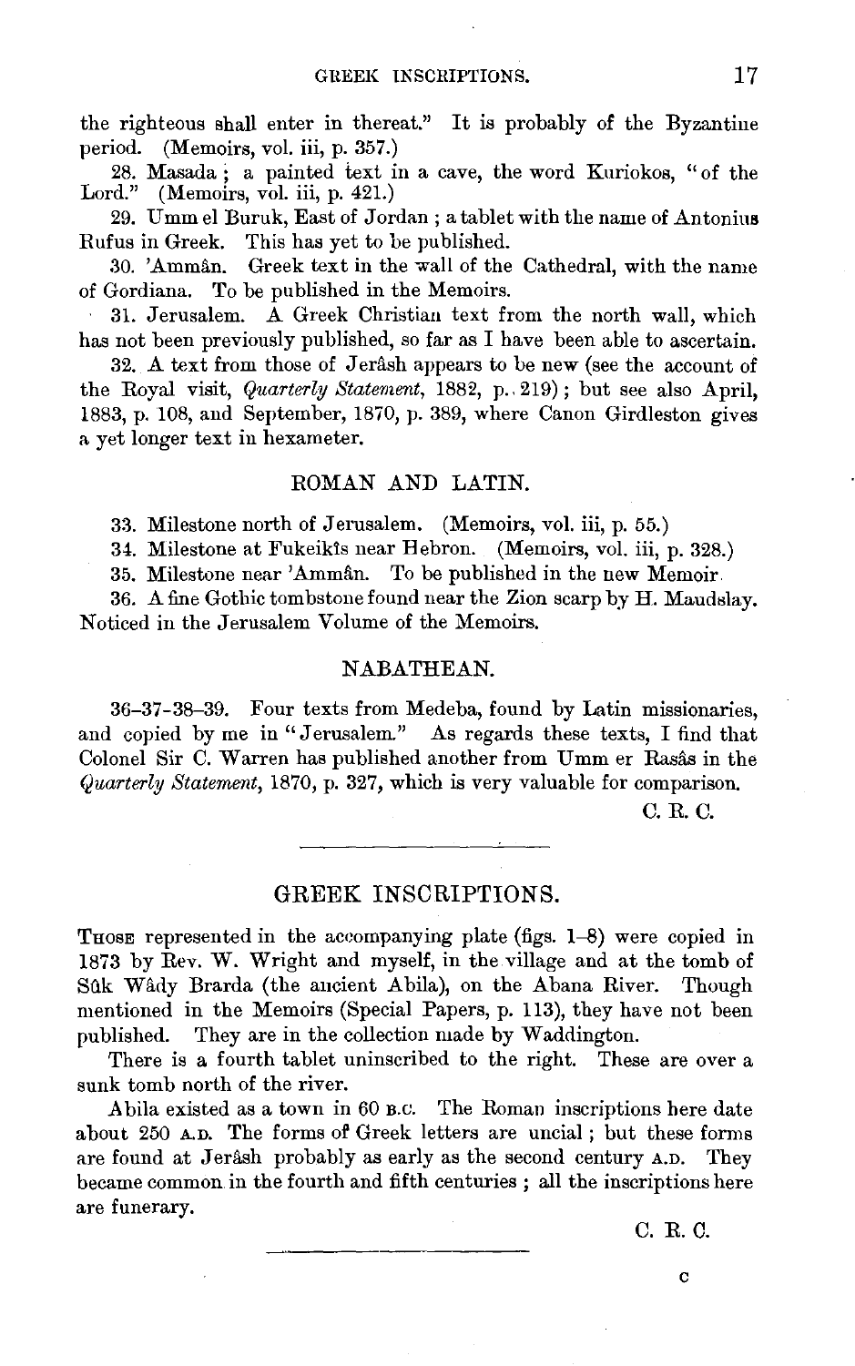the righteous shall enter in thereat." It is probably of the Byzantine period. (Memoirs, vol. iii, p. 357.)

28. Masada; a painted text in a cave, the word Kuriokos, "of the Lord." (Memoirs, vol. iii, p. 421.)

29. Umm el Buruk, East of Jordan; a tablet with the name of Antonius Rufus in Greek. This has yet to be published.

30. 'Ammân. Greek text in the wall of the Cathedral, with the name of Gordiana. To be published in the Memoirs.

31. Jerusalem. A Greek Christian text from the north wall, which has not been previously published, so far as I have been able to ascertain.

32. A text from those of Jerâsh appears to be new (see the account of the Royal visit, *Quarterly Statement*, 1882, p. 219); but see also April, 1883, p. 108, and September, 1870, p. 389, where Canon Girdleston gives a yet longer text in hexameter.

## ROMAN AND LATIN.

33. Milestone north of Jerusalem. (Memoirs, vol. iii, p. 55.)

34. Milestone at Fukeikîs near Hebron. (Memoirs, vol. iii, p. 328.)

35. Milestone near 'Ammân. To be published in the new Memoir.

36. A fine Gothic tombstone found near the Zion scarp by H. Maudslay. Noticed in the Jerusalem Volume of the Memoirs.

## NABATHEAN.

36–37-38–39. Four texts from Medeba, found by Latin missionaries, and copied by me in "Jerusalem." As regards these texts, I find that Colonel Sir C. Warren has published another from Umm er Rasâs in the *Quarterly Statement*, 1870, p. 327, which is very valuable for comparison.

C. R. C.

---

## GREEK INSCRIPTIONS.

Those represented in the accompanying plate (figs. 1–8) were copied in 1873 by Rev. W. Wright and myself, in the village and at the tomb of Sûk Wâdy Brarda (the ancient Abila), on the Abana River. Though mentioned in the Memoirs (Special Papers, p. 113), they have not been published. They are in the collection made by Waddington.

There is a fourth tablet uninscribed to the right. These are over a sunk tomb north of the river.

Abila existed as a town in 60 B.C. The Roman inscriptions here date about 250 A.D. The forms of Greek letters are uncial; but these forms are found at Jerâsh probably as early as the second century A.D. They became common in the fourth and fifth centuries; all the inscriptions here are funerary.

C. R. C.